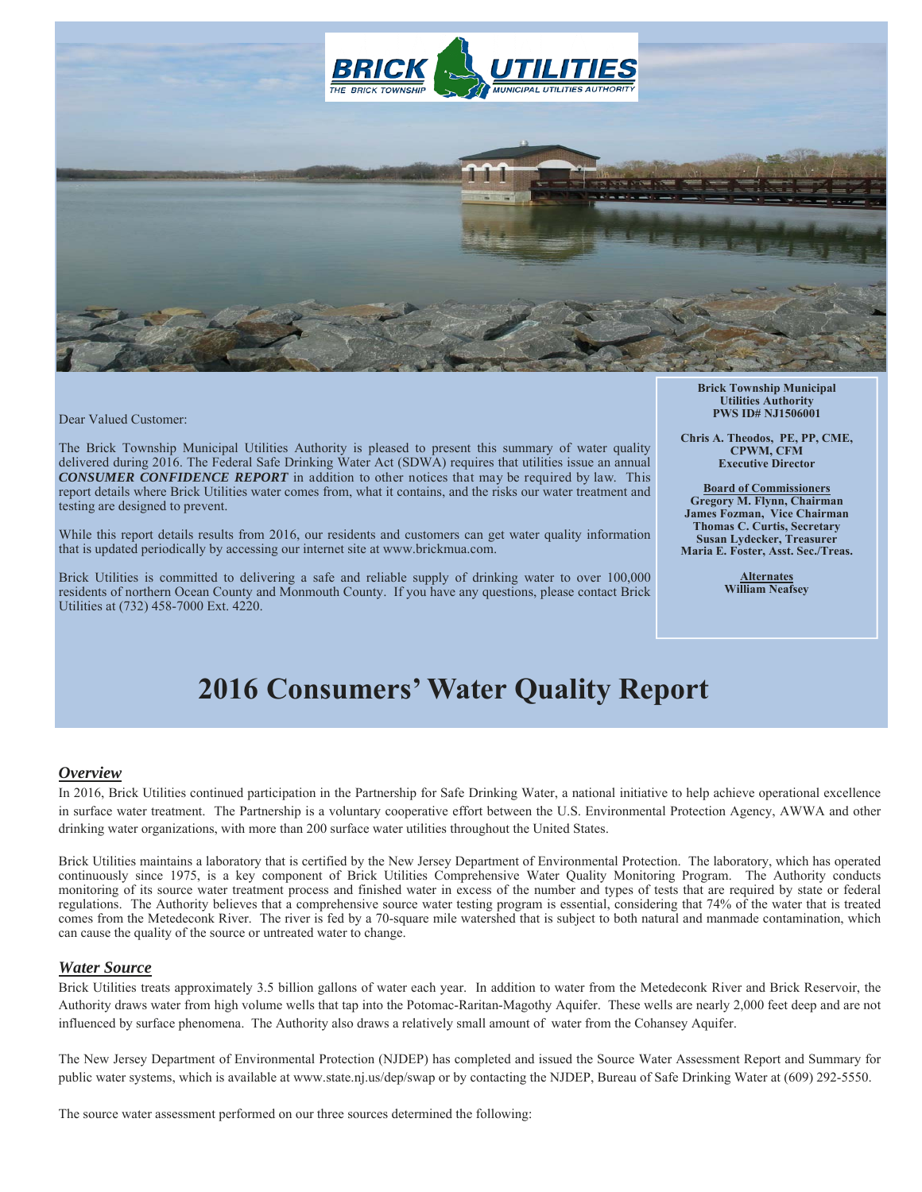Dear Valued Customer:

The Brick Township Municipal Utilities Authority is pleased to present this summary of water quality delivered during 2016. The Federal Safe Drinking Water Act (SDWA) requires that utilities issue an annual ***CONSUMER CONFIDENCE REPORT*** in addition to other notices that may be required by law. This report details where Brick Utilities water comes from, what it contains, and the risks our water treatment and testing are designed to prevent.

While this report details results from 2016, our residents and customers can get water quality information that is updated periodically by accessing our internet site at www.brickmua.com.

Brick Utilities is committed to delivering a safe and reliable supply of drinking water to over 100,000 residents of northern Ocean County and Monmouth County. If you have any questions, please contact Brick Utilities at (732) 458-7000 Ext. 4220.

**Brick Township Municipal Utilities Authority**
**PWS ID# NJ1506001**

**Chris A. Theodos, PE, PP, CME, CPWM, CFM**
**Executive Director**

**Board of Commissioners**
**Gregory M. Flynn, Chairman**
**James Fozman, Vice Chairman**
**Thomas C. Curtis, Secretary**
**Susan Lydecker, Treasurer**
**Maria E. Foster, Asst. Sec./Treas.**

**Alternates**
**William Neafsey**

# 2016 Consumers' Water Quality Report

## *Overview*

In 2016, Brick Utilities continued participation in the Partnership for Safe Drinking Water, a national initiative to help achieve operational excellence in surface water treatment. The Partnership is a voluntary cooperative effort between the U.S. Environmental Protection Agency, AWWA and other drinking water organizations, with more than 200 surface water utilities throughout the United States.

Brick Utilities maintains a laboratory that is certified by the New Jersey Department of Environmental Protection. The laboratory, which has operated continuously since 1975, is a key component of Brick Utilities Comprehensive Water Quality Monitoring Program. The Authority conducts monitoring of its source water treatment process and finished water in excess of the number and types of tests that are required by state or federal regulations. The Authority believes that a comprehensive source water testing program is essential, considering that 74% of the water that is treated comes from the Metedeconk River. The river is fed by a 70-square mile watershed that is subject to both natural and manmade contamination, which can cause the quality of the source or untreated water to change.

## *Water Source*

Brick Utilities treats approximately 3.5 billion gallons of water each year. In addition to water from the Metedeconk River and Brick Reservoir, the Authority draws water from high volume wells that tap into the Potomac-Raritan-Magothy Aquifer. These wells are nearly 2,000 feet deep and are not influenced by surface phenomena. The Authority also draws a relatively small amount of water from the Cohansey Aquifer.

The New Jersey Department of Environmental Protection (NJDEP) has completed and issued the Source Water Assessment Report and Summary for public water systems, which is available at www.state.nj.us/dep/swap or by contacting the NJDEP, Bureau of Safe Drinking Water at (609) 292-5550.

The source water assessment performed on our three sources determined the following: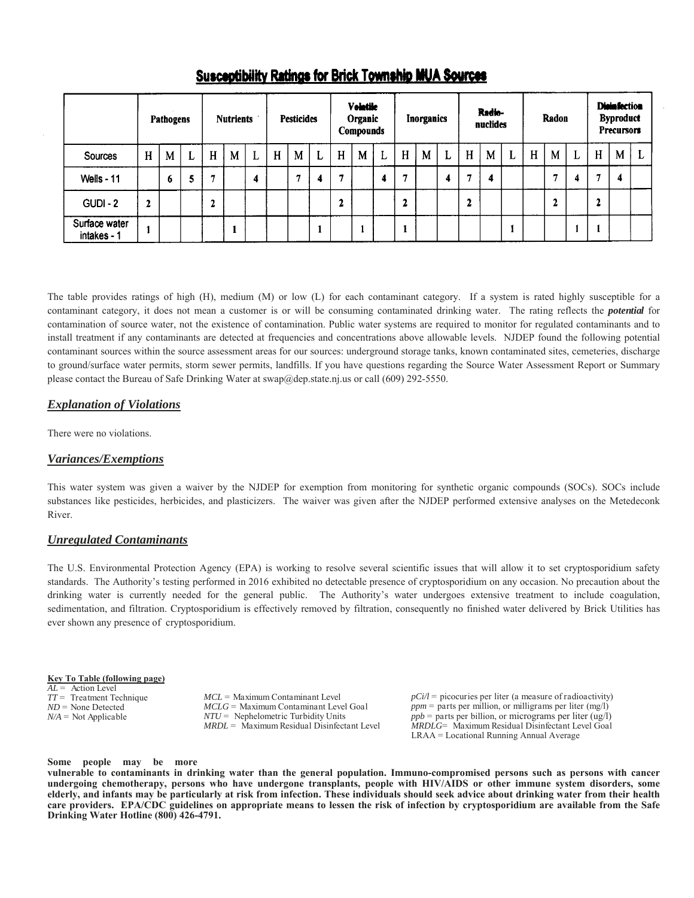## Susceptibility Ratings for Brick Township MUA Sources

| | Pathogens | | | Nutrients | | | Pesticides | | | Volatile Organic Compounds | | | Inorganics | | | Radio-nuclides | | | Radon | | | Disinfection Byproduct Precursors | | |
|---|---|---|---|---|---|---|---|---|---|---|---|---|---|---|---|---|---|---|---|---|---|---|---|---|
| Sources | H | M | L | H | M | L | H | M | L | H | M | L | H | M | L | H | M | L | H | M | L | H | M | L |
| Wells - 11 | | 6 | 5 | 7 | | 4 | | 7 | 4 | 7 | | 4 | 7 | | 4 | 7 | 4 | | | 7 | 4 | 7 | 4 | |
| GUDI - 2 | 2 | | | 2 | | | | | | 2 | | | 2 | | | 2 | | | | 2 | | 2 | | |
| Surface water intakes - 1 | 1 | | | | 1 | | | | 1 | | 1 | | 1 | | | | | 1 | | | 1 | 1 | | |

The table provides ratings of high (H), medium (M) or low (L) for each contaminant category. If a system is rated highly susceptible for a contaminant category, it does not mean a customer is or will be consuming contaminated drinking water. The rating reflects the ***potential*** for contamination of source water, not the existence of contamination. Public water systems are required to monitor for regulated contaminants and to install treatment if any contaminants are detected at frequencies and concentrations above allowable levels. NJDEP found the following potential contaminant sources within the source assessment areas for our sources: underground storage tanks, known contaminated sites, cemeteries, discharge to ground/surface water permits, storm sewer permits, landfills. If you have questions regarding the Source Water Assessment Report or Summary please contact the Bureau of Safe Drinking Water at swap@dep.state.nj.us or call (609) 292-5550.

## *Explanation of Violations*

There were no violations.

## *Variances/Exemptions*

This water system was given a waiver by the NJDEP for exemption from monitoring for synthetic organic compounds (SOCs). SOCs include substances like pesticides, herbicides, and plasticizers. The waiver was given after the NJDEP performed extensive analyses on the Metedeconk River.

## *Unregulated Contaminants*

The U.S. Environmental Protection Agency (EPA) is working to resolve several scientific issues that will allow it to set cryptosporidium safety standards. The Authority's testing performed in 2016 exhibited no detectable presence of cryptosporidium on any occasion. No precaution about the drinking water is currently needed for the general public. The Authority's water undergoes extensive treatment to include coagulation, sedimentation, and filtration. Cryptosporidium is effectively removed by filtration, consequently no finished water delivered by Brick Utilities has ever shown any presence of cryptosporidium.

**Key To Table (following page)**

*AL* = Action Level
*TT* = Treatment Technique
*ND* = None Detected
*N/A* = Not Applicable

*MCL* = Maximum Contaminant Level
*MCLG* = Maximum Contaminant Level Goal
*NTU* = Nephelometric Turbidity Units
*MRDL* = Maximum Residual Disinfectant Level

*pCi/l* = picocuries per liter (a measure of radioactivity)
*ppm* = parts per million, or milligrams per liter (mg/l)
*ppb* = parts per billion, or micrograms per liter (ug/l)
*MRDLG*= Maximum Residual Disinfectant Level Goal
LRAA = Locational Running Annual Average

**Some people may be more vulnerable to contaminants in drinking water than the general population. Immuno-compromised persons such as persons with cancer undergoing chemotherapy, persons who have undergone transplants, people with HIV/AIDS or other immune system disorders, some elderly, and infants may be particularly at risk from infection. These individuals should seek advice about drinking water from their health care providers. EPA/CDC guidelines on appropriate means to lessen the risk of infection by cryptosporidium are available from the Safe Drinking Water Hotline (800) 426-4791.**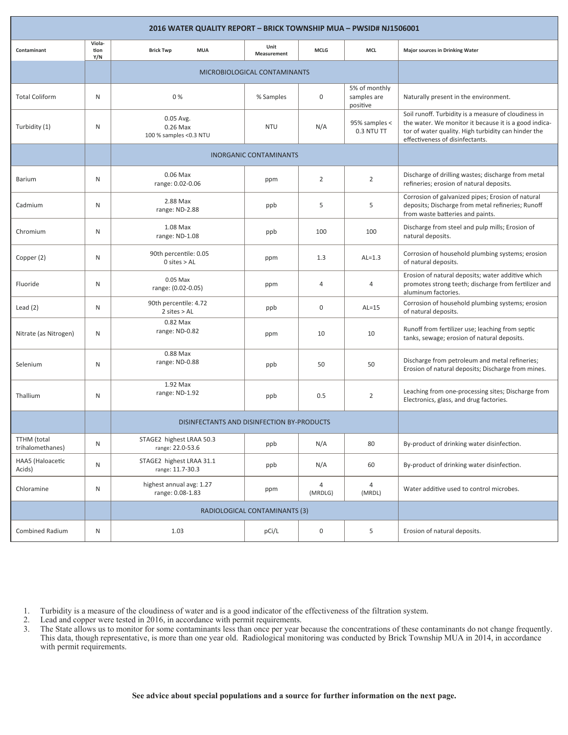| 2016 WATER QUALITY REPORT – BRICK TOWNSHIP MUA – PWSID# NJ1506001 | | | | | | |
|---|---|---|---|---|---|---|
| Contaminant | Violation Y/N | Brick Twp MUA | Unit Measurement | MCLG | MCL | Major sources in Drinking Water |
| | | MICROBIOLOGICAL CONTAMINANTS | | | | |
| Total Coliform | N | 0 % | % Samples | 0 | 5% of monthly samples are positive | Naturally present in the environment. |
| Turbidity (1) | N | 0.05 Avg.<br>0.26 Max<br>100 % samples <0.3 NTU | NTU | N/A | 95% samples < 0.3 NTU TT | Soil runoff. Turbidity is a measure of cloudiness in the water. We monitor it because it is a good indicator of water quality. High turbidity can hinder the effectiveness of disinfectants. |
| | | INORGANIC CONTAMINANTS | | | | |
| Barium | N | 0.06 Max<br>range: 0.02-0.06 | ppm | 2 | 2 | Discharge of drilling wastes; discharge from metal refineries; erosion of natural deposits. |
| Cadmium | N | 2.88 Max<br>range: ND-2.88 | ppb | 5 | 5 | Corrosion of galvanized pipes; Erosion of natural deposits; Discharge from metal refineries; Runoff from waste batteries and paints. |
| Chromium | N | 1.08 Max<br>range: ND-1.08 | ppb | 100 | 100 | Discharge from steel and pulp mills; Erosion of natural deposits. |
| Copper (2) | N | 90th percentile: 0.05<br>0 sites > AL | ppm | 1.3 | AL=1.3 | Corrosion of household plumbing systems; erosion of natural deposits. |
| Fluoride | N | 0.05 Max<br>range: (0.02-0.05) | ppm | 4 | 4 | Erosion of natural deposits; water additive which promotes strong teeth; discharge from fertilizer and aluminum factories. |
| Lead (2) | N | 90th percentile: 4.72<br>2 sites > AL | ppb | 0 | AL=15 | Corrosion of household plumbing systems; erosion of natural deposits. |
| Nitrate (as Nitrogen) | N | 0.82 Max<br>range: ND-0.82 | ppm | 10 | 10 | Runoff from fertilizer use; leaching from septic tanks, sewage; erosion of natural deposits. |
| Selenium | N | 0.88 Max<br>range: ND-0.88 | ppb | 50 | 50 | Discharge from petroleum and metal refineries; Erosion of natural deposits; Discharge from mines. |
| Thallium | N | 1.92 Max<br>range: ND-1.92 | ppb | 0.5 | 2 | Leaching from one-processing sites; Discharge from Electronics, glass, and drug factories. |
| | | DISINFECTANTS AND DISINFECTION BY-PRODUCTS | | | | |
| TTHM (total trihalomethanes) | N | STAGE2 highest LRAA 50.3<br>range: 22.0-53.6 | ppb | N/A | 80 | By-product of drinking water disinfection. |
| HAA5 (Haloacetic Acids) | N | STAGE2 highest LRAA 31.1<br>range: 11.7-30.3 | ppb | N/A | 60 | By-product of drinking water disinfection. |
| Chloramine | N | highest annual avg: 1.27<br>range: 0.08-1.83 | ppm | 4 (MRDLG) | 4 (MRDL) | Water additive used to control microbes. |
| | | RADIOLOGICAL CONTAMINANTS (3) | | | | |
| Combined Radium | N | 1.03 | pCi/L | 0 | 5 | Erosion of natural deposits. |

1. Turbidity is a measure of the cloudiness of water and is a good indicator of the effectiveness of the filtration system.
2. Lead and copper were tested in 2016, in accordance with permit requirements.
3. The State allows us to monitor for some contaminants less than once per year because the concentrations of these contaminants do not change frequently. This data, though representative, is more than one year old. Radiological monitoring was conducted by Brick Township MUA in 2014, in accordance with permit requirements.

**See advice about special populations and a source for further information on the next page.**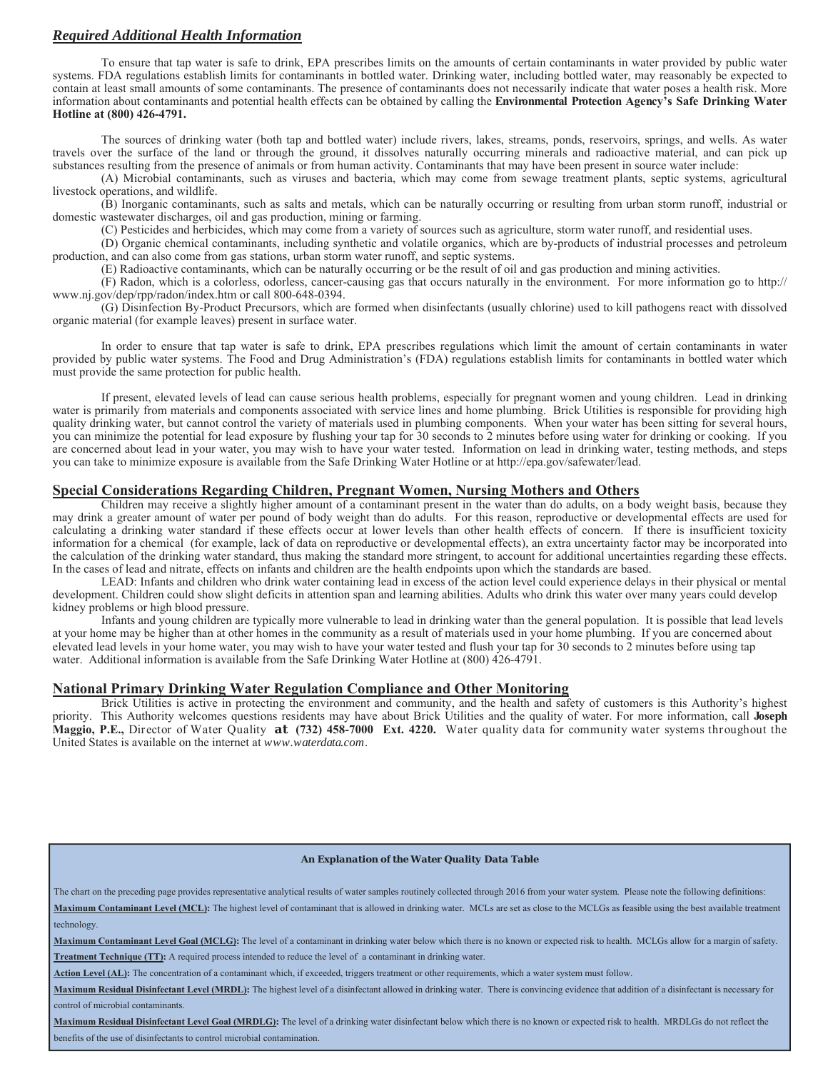## *Required Additional Health Information*

To ensure that tap water is safe to drink, EPA prescribes limits on the amounts of certain contaminants in water provided by public water systems. FDA regulations establish limits for contaminants in bottled water. Drinking water, including bottled water, may reasonably be expected to contain at least small amounts of some contaminants. The presence of contaminants does not necessarily indicate that water poses a health risk. More information about contaminants and potential health effects can be obtained by calling the **Environmental Protection Agency's Safe Drinking Water Hotline at (800) 426-4791.**

The sources of drinking water (both tap and bottled water) include rivers, lakes, streams, ponds, reservoirs, springs, and wells. As water travels over the surface of the land or through the ground, it dissolves naturally occurring minerals and radioactive material, and can pick up substances resulting from the presence of animals or from human activity. Contaminants that may have been present in source water include:

(A) Microbial contaminants, such as viruses and bacteria, which may come from sewage treatment plants, septic systems, agricultural livestock operations, and wildlife.

(B) Inorganic contaminants, such as salts and metals, which can be naturally occurring or resulting from urban storm runoff, industrial or domestic wastewater discharges, oil and gas production, mining or farming.

(C) Pesticides and herbicides, which may come from a variety of sources such as agriculture, storm water runoff, and residential uses.

(D) Organic chemical contaminants, including synthetic and volatile organics, which are by-products of industrial processes and petroleum production, and can also come from gas stations, urban storm water runoff, and septic systems.

(E) Radioactive contaminants, which can be naturally occurring or be the result of oil and gas production and mining activities.

(F) Radon, which is a colorless, odorless, cancer-causing gas that occurs naturally in the environment. For more information go to http://www.nj.gov/dep/rpp/radon/index.htm or call 800-648-0394.

(G) Disinfection By-Product Precursors, which are formed when disinfectants (usually chlorine) used to kill pathogens react with dissolved organic material (for example leaves) present in surface water.

In order to ensure that tap water is safe to drink, EPA prescribes regulations which limit the amount of certain contaminants in water provided by public water systems. The Food and Drug Administration's (FDA) regulations establish limits for contaminants in bottled water which must provide the same protection for public health.

If present, elevated levels of lead can cause serious health problems, especially for pregnant women and young children. Lead in drinking water is primarily from materials and components associated with service lines and home plumbing. Brick Utilities is responsible for providing high quality drinking water, but cannot control the variety of materials used in plumbing components. When your water has been sitting for several hours, you can minimize the potential for lead exposure by flushing your tap for 30 seconds to 2 minutes before using water for drinking or cooking. If you are concerned about lead in your water, you may wish to have your water tested. Information on lead in drinking water, testing methods, and steps you can take to minimize exposure is available from the Safe Drinking Water Hotline or at http://epa.gov/safewater/lead.

## Special Considerations Regarding Children, Pregnant Women, Nursing Mothers and Others

Children may receive a slightly higher amount of a contaminant present in the water than do adults, on a body weight basis, because they may drink a greater amount of water per pound of body weight than do adults. For this reason, reproductive or developmental effects are used for calculating a drinking water standard if these effects occur at lower levels than other health effects of concern. If there is insufficient toxicity information for a chemical (for example, lack of data on reproductive or developmental effects), an extra uncertainty factor may be incorporated into the calculation of the drinking water standard, thus making the standard more stringent, to account for additional uncertainties regarding these effects. In the cases of lead and nitrate, effects on infants and children are the health endpoints upon which the standards are based.

LEAD: Infants and children who drink water containing lead in excess of the action level could experience delays in their physical or mental development. Children could show slight deficits in attention span and learning abilities. Adults who drink this water over many years could develop kidney problems or high blood pressure.

Infants and young children are typically more vulnerable to lead in drinking water than the general population. It is possible that lead levels at your home may be higher than at other homes in the community as a result of materials used in your home plumbing. If you are concerned about elevated lead levels in your home water, you may wish to have your water tested and flush your tap for 30 seconds to 2 minutes before using tap water. Additional information is available from the Safe Drinking Water Hotline at (800) 426-4791.

## National Primary Drinking Water Regulation Compliance and Other Monitoring

Brick Utilities is active in protecting the environment and community, and the health and safety of customers is this Authority's highest priority. This Authority welcomes questions residents may have about Brick Utilities and the quality of water. For more information, call **Joseph Maggio, P.E.,** Director of Water Quality **at (732) 458-7000 Ext. 4220.** Water quality data for community water systems throughout the United States is available on the internet at *www.waterdata.com*.

**An Explanation of the Water Quality Data Table**

The chart on the preceding page provides representative analytical results of water samples routinely collected through 2016 from your water system. Please note the following definitions:

**Maximum Contaminant Level (MCL):** The highest level of contaminant that is allowed in drinking water. MCLs are set as close to the MCLGs as feasible using the best available treatment technology.

**Maximum Contaminant Level Goal (MCLG):** The level of a contaminant in drinking water below which there is no known or expected risk to health. MCLGs allow for a margin of safety.

**Treatment Technique (TT):** A required process intended to reduce the level of a contaminant in drinking water.

**Action Level (AL):** The concentration of a contaminant which, if exceeded, triggers treatment or other requirements, which a water system must follow.

**Maximum Residual Disinfectant Level (MRDL):** The highest level of a disinfectant allowed in drinking water. There is convincing evidence that addition of a disinfectant is necessary for control of microbial contaminants.

**Maximum Residual Disinfectant Level Goal (MRDLG):** The level of a drinking water disinfectant below which there is no known or expected risk to health. MRDLGs do not reflect the benefits of the use of disinfectants to control microbial contamination.